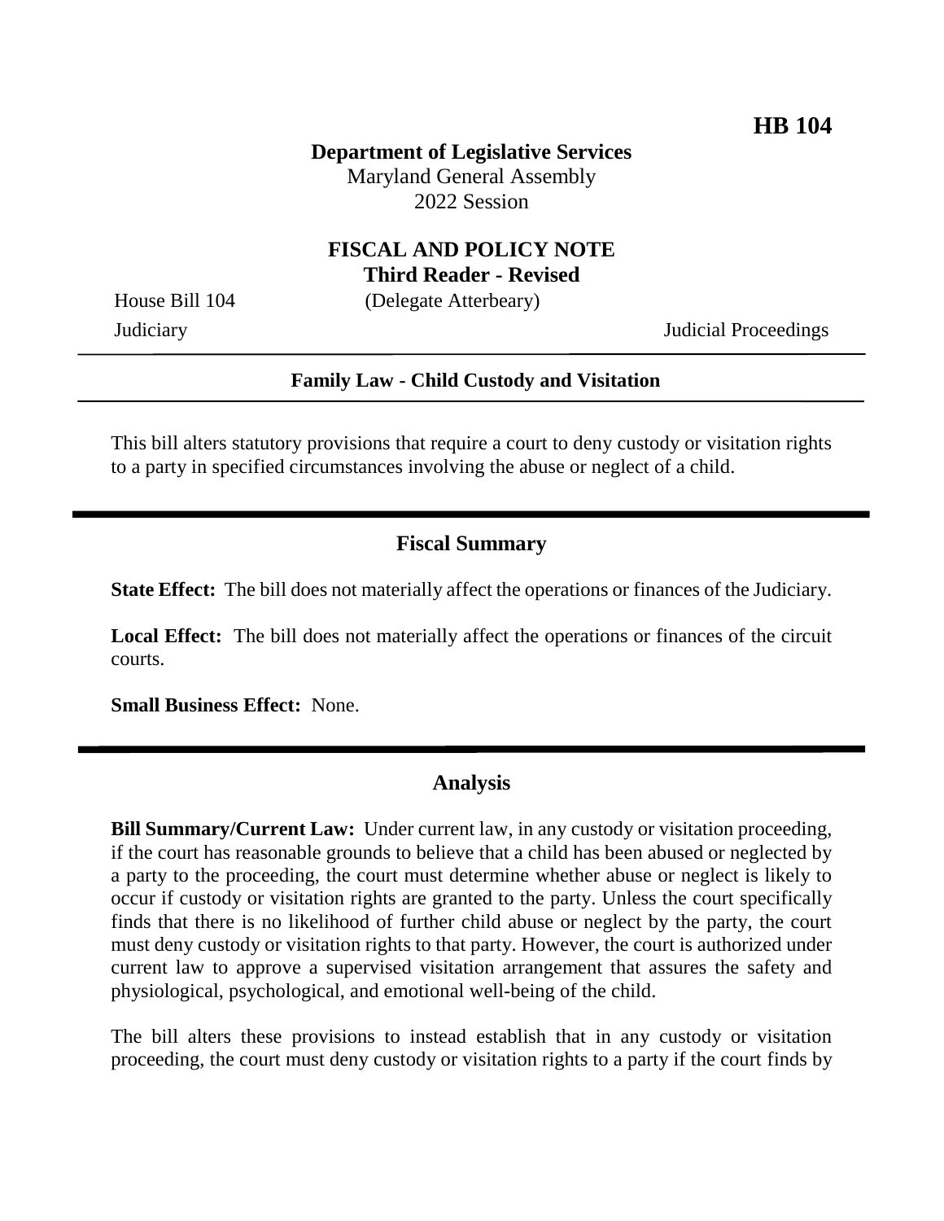**HB 104**

**Department of Legislative Services**
Maryland General Assembly
2022 Session

## FISCAL AND POLICY NOTE
**Third Reader - Revised**

House Bill 104 (Delegate Atterbeary)
Judiciary Judicial Proceedings

---

**Family Law - Child Custody and Visitation**

---

This bill alters statutory provisions that require a court to deny custody or visitation rights to a party in specified circumstances involving the abuse or neglect of a child.

---

## Fiscal Summary

**State Effect:** The bill does not materially affect the operations or finances of the Judiciary.

**Local Effect:** The bill does not materially affect the operations or finances of the circuit courts.

**Small Business Effect:** None.

---

## Analysis

**Bill Summary/Current Law:** Under current law, in any custody or visitation proceeding, if the court has reasonable grounds to believe that a child has been abused or neglected by a party to the proceeding, the court must determine whether abuse or neglect is likely to occur if custody or visitation rights are granted to the party. Unless the court specifically finds that there is no likelihood of further child abuse or neglect by the party, the court must deny custody or visitation rights to that party. However, the court is authorized under current law to approve a supervised visitation arrangement that assures the safety and physiological, psychological, and emotional well-being of the child.

The bill alters these provisions to instead establish that in any custody or visitation proceeding, the court must deny custody or visitation rights to a party if the court finds by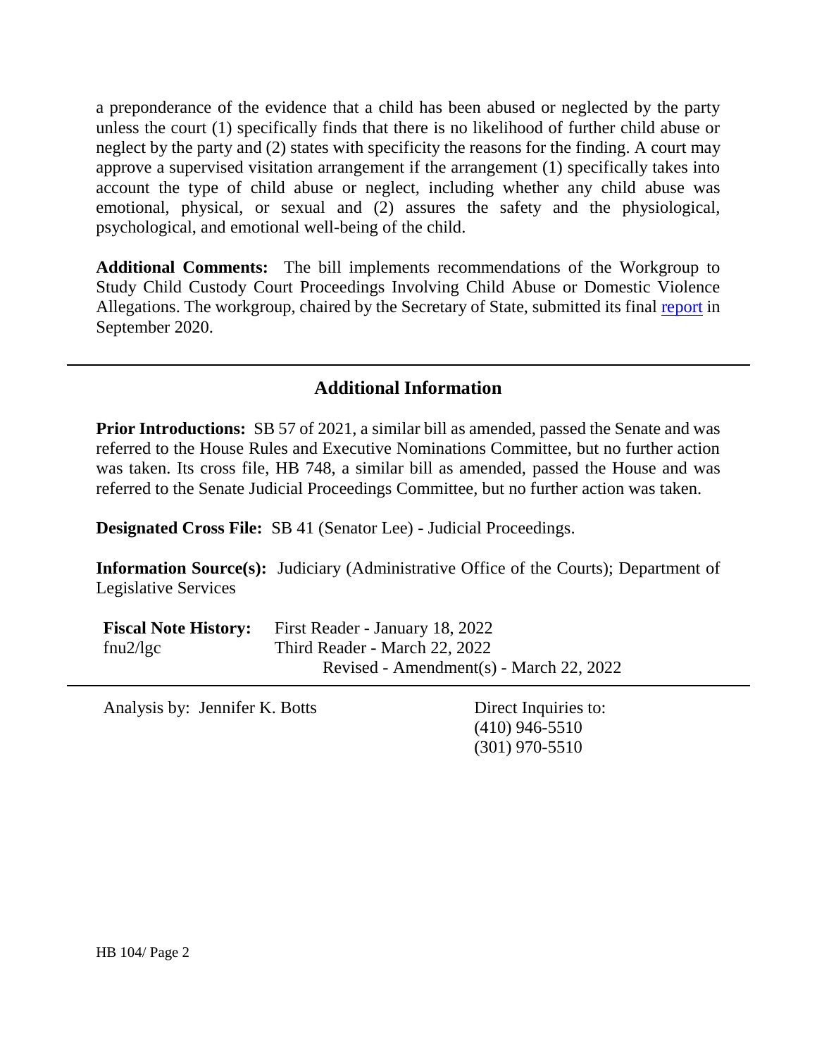a preponderance of the evidence that a child has been abused or neglected by the party unless the court (1) specifically finds that there is no likelihood of further child abuse or neglect by the party and (2) states with specificity the reasons for the finding. A court may approve a supervised visitation arrangement if the arrangement (1) specifically takes into account the type of child abuse or neglect, including whether any child abuse was emotional, physical, or sexual and (2) assures the safety and the physiological, psychological, and emotional well-being of the child.

**Additional Comments:** The bill implements recommendations of the Workgroup to Study Child Custody Court Proceedings Involving Child Abuse or Domestic Violence Allegations. The workgroup, chaired by the Secretary of State, submitted its final report in September 2020.

## Additional Information

**Prior Introductions:** SB 57 of 2021, a similar bill as amended, passed the Senate and was referred to the House Rules and Executive Nominations Committee, but no further action was taken. Its cross file, HB 748, a similar bill as amended, passed the House and was referred to the Senate Judicial Proceedings Committee, but no further action was taken.

**Designated Cross File:** SB 41 (Senator Lee) - Judicial Proceedings.

**Information Source(s):** Judiciary (Administrative Office of the Courts); Department of Legislative Services

| | |
|---|---|
| **Fiscal Note History:** | First Reader - January 18, 2022 |
| fnu2/lgc | Third Reader - March 22, 2022 |
| | Revised - Amendment(s) - March 22, 2022 |

Analysis by: Jennifer K. Botts

Direct Inquiries to:
(410) 946-5510
(301) 970-5510